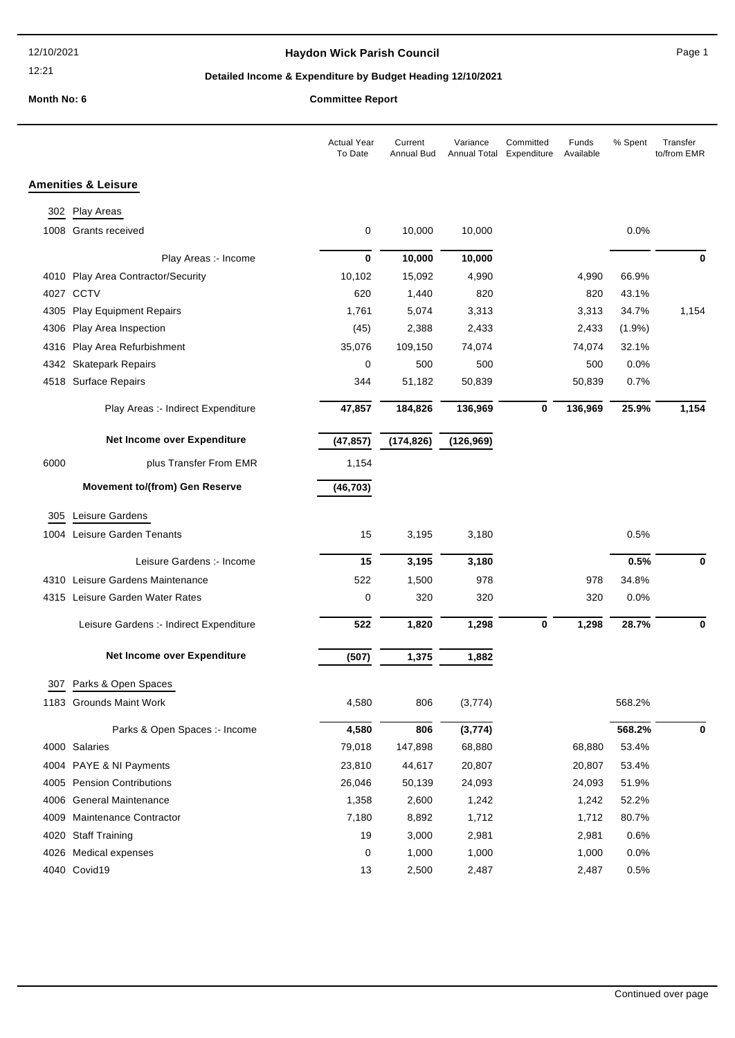**Haydon Wick Parish Council**

**Detailed Income & Expenditure by Budget Heading 12/10/2021**

**Month No: 6**

**Committee Report**

## Amenities & Leisure

| | | Actual Year To Date | Current Annual Bud | Variance Annual Total | Committed Expenditure | Funds Available | % Spent | Transfer to/from EMR |
|---|---|---|---|---|---|---|---|---|
| **302** | **Play Areas** | | | | | | | |
| 1008 | Grants received | 0 | 10,000 | 10,000 | | | 0.0% | |
| | Play Areas :- Income | **0** | **10,000** | **10,000** | | | | **0** |
| 4010 | Play Area Contractor/Security | 10,102 | 15,092 | 4,990 | | 4,990 | 66.9% | |
| 4027 | CCTV | 620 | 1,440 | 820 | | 820 | 43.1% | |
| 4305 | Play Equipment Repairs | 1,761 | 5,074 | 3,313 | | 3,313 | 34.7% | 1,154 |
| 4306 | Play Area Inspection | (45) | 2,388 | 2,433 | | 2,433 | (1.9%) | |
| 4316 | Play Area Refurbishment | 35,076 | 109,150 | 74,074 | | 74,074 | 32.1% | |
| 4342 | Skatepark Repairs | 0 | 500 | 500 | | 500 | 0.0% | |
| 4518 | Surface Repairs | 344 | 51,182 | 50,839 | | 50,839 | 0.7% | |
| | Play Areas :- Indirect Expenditure | **47,857** | **184,826** | **136,969** | **0** | **136,969** | **25.9%** | **1,154** |
| | **Net Income over Expenditure** | **(47,857)** | **(174,826)** | **(126,969)** | | | | |
| 6000 | plus Transfer From EMR | 1,154 | | | | | | |
| | **Movement to/(from) Gen Reserve** | **(46,703)** | | | | | | |
| **305** | **Leisure Gardens** | | | | | | | |
| 1004 | Leisure Garden Tenants | 15 | 3,195 | 3,180 | | | 0.5% | |
| | Leisure Gardens :- Income | **15** | **3,195** | **3,180** | | | **0.5%** | **0** |
| 4310 | Leisure Gardens Maintenance | 522 | 1,500 | 978 | | 978 | 34.8% | |
| 4315 | Leisure Garden Water Rates | 0 | 320 | 320 | | 320 | 0.0% | |
| | Leisure Gardens :- Indirect Expenditure | **522** | **1,820** | **1,298** | **0** | **1,298** | **28.7%** | **0** |
| | **Net Income over Expenditure** | **(507)** | **1,375** | **1,882** | | | | |
| **307** | **Parks & Open Spaces** | | | | | | | |
| 1183 | Grounds Maint Work | 4,580 | 806 | (3,774) | | | 568.2% | |
| | Parks & Open Spaces :- Income | **4,580** | **806** | **(3,774)** | | | **568.2%** | **0** |
| 4000 | Salaries | 79,018 | 147,898 | 68,880 | | 68,880 | 53.4% | |
| 4004 | PAYE & NI Payments | 23,810 | 44,617 | 20,807 | | 20,807 | 53.4% | |
| 4005 | Pension Contributions | 26,046 | 50,139 | 24,093 | | 24,093 | 51.9% | |
| 4006 | General Maintenance | 1,358 | 2,600 | 1,242 | | 1,242 | 52.2% | |
| 4009 | Maintenance Contractor | 7,180 | 8,892 | 1,712 | | 1,712 | 80.7% | |
| 4020 | Staff Training | 19 | 3,000 | 2,981 | | 2,981 | 0.6% | |
| 4026 | Medical expenses | 0 | 1,000 | 1,000 | | 1,000 | 0.0% | |
| 4040 | Covid19 | 13 | 2,500 | 2,487 | | 2,487 | 0.5% | |

Continued over page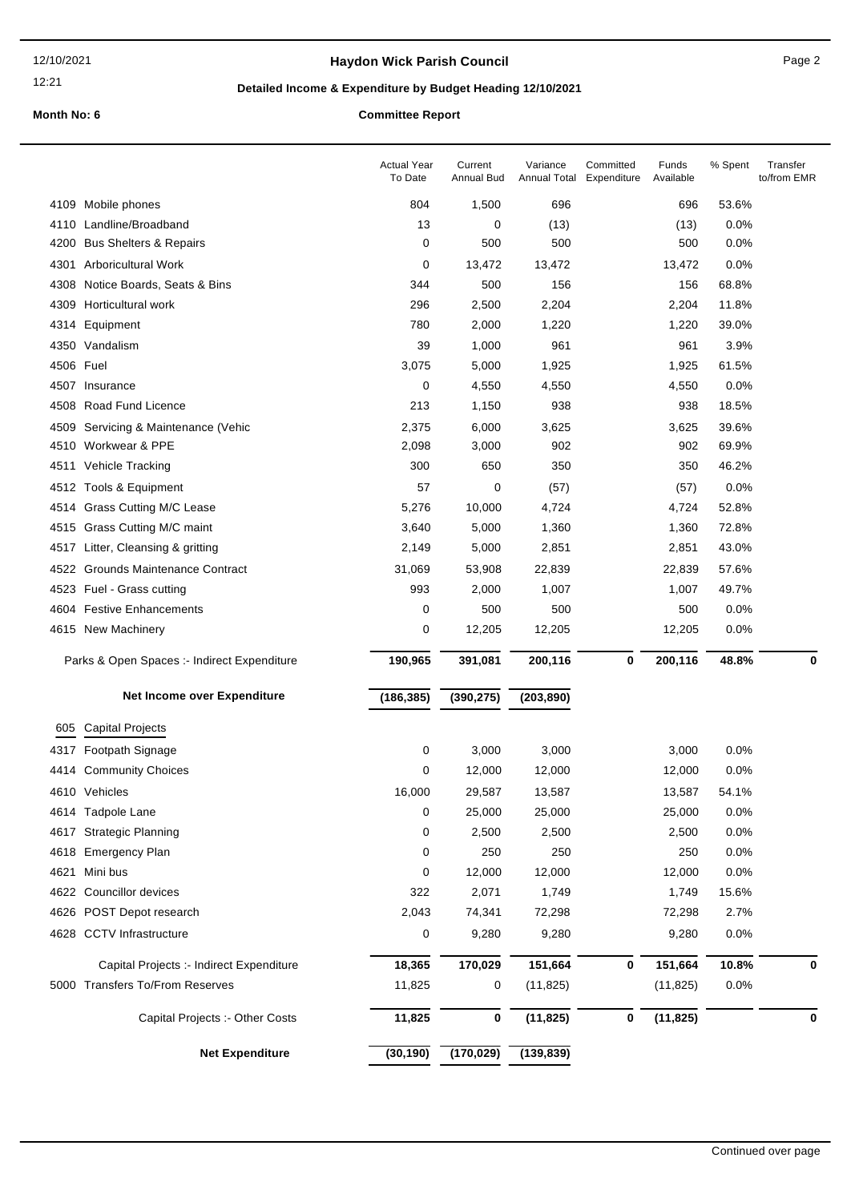**Haydon Wick Parish Council**

**Detailed Income & Expenditure by Budget Heading 12/10/2021**

**Month No: 6** **Committee Report**

| | | Actual Year To Date | Current Annual Bud | Variance Annual Total | Committed Expenditure | Funds Available | % Spent | Transfer to/from EMR |
|---|---|---|---|---|---|---|---|---|
| 4109 | Mobile phones | 804 | 1,500 | 696 | | 696 | 53.6% | |
| 4110 | Landline/Broadband | 13 | 0 | (13) | | (13) | 0.0% | |
| 4200 | Bus Shelters & Repairs | 0 | 500 | 500 | | 500 | 0.0% | |
| 4301 | Arboricultural Work | 0 | 13,472 | 13,472 | | 13,472 | 0.0% | |
| 4308 | Notice Boards, Seats & Bins | 344 | 500 | 156 | | 156 | 68.8% | |
| 4309 | Horticultural work | 296 | 2,500 | 2,204 | | 2,204 | 11.8% | |
| 4314 | Equipment | 780 | 2,000 | 1,220 | | 1,220 | 39.0% | |
| 4350 | Vandalism | 39 | 1,000 | 961 | | 961 | 3.9% | |
| 4506 | Fuel | 3,075 | 5,000 | 1,925 | | 1,925 | 61.5% | |
| 4507 | Insurance | 0 | 4,550 | 4,550 | | 4,550 | 0.0% | |
| 4508 | Road Fund Licence | 213 | 1,150 | 938 | | 938 | 18.5% | |
| 4509 | Servicing & Maintenance (Vehic | 2,375 | 6,000 | 3,625 | | 3,625 | 39.6% | |
| 4510 | Workwear & PPE | 2,098 | 3,000 | 902 | | 902 | 69.9% | |
| 4511 | Vehicle Tracking | 300 | 650 | 350 | | 350 | 46.2% | |
| 4512 | Tools & Equipment | 57 | 0 | (57) | | (57) | 0.0% | |
| 4514 | Grass Cutting M/C Lease | 5,276 | 10,000 | 4,724 | | 4,724 | 52.8% | |
| 4515 | Grass Cutting M/C maint | 3,640 | 5,000 | 1,360 | | 1,360 | 72.8% | |
| 4517 | Litter, Cleansing & gritting | 2,149 | 5,000 | 2,851 | | 2,851 | 43.0% | |
| 4522 | Grounds Maintenance Contract | 31,069 | 53,908 | 22,839 | | 22,839 | 57.6% | |
| 4523 | Fuel - Grass cutting | 993 | 2,000 | 1,007 | | 1,007 | 49.7% | |
| 4604 | Festive Enhancements | 0 | 500 | 500 | | 500 | 0.0% | |
| 4615 | New Machinery | 0 | 12,205 | 12,205 | | 12,205 | 0.0% | |
| | Parks & Open Spaces :- Indirect Expenditure | **190,965** | **391,081** | **200,116** | **0** | **200,116** | **48.8%** | **0** |
| | **Net Income over Expenditure** | **(186,385)** | **(390,275)** | **(203,890)** | | | | |
| 605 | Capital Projects | | | | | | | |
| 4317 | Footpath Signage | 0 | 3,000 | 3,000 | | 3,000 | 0.0% | |
| 4414 | Community Choices | 0 | 12,000 | 12,000 | | 12,000 | 0.0% | |
| 4610 | Vehicles | 16,000 | 29,587 | 13,587 | | 13,587 | 54.1% | |
| 4614 | Tadpole Lane | 0 | 25,000 | 25,000 | | 25,000 | 0.0% | |
| 4617 | Strategic Planning | 0 | 2,500 | 2,500 | | 2,500 | 0.0% | |
| 4618 | Emergency Plan | 0 | 250 | 250 | | 250 | 0.0% | |
| 4621 | Mini bus | 0 | 12,000 | 12,000 | | 12,000 | 0.0% | |
| 4622 | Councillor devices | 322 | 2,071 | 1,749 | | 1,749 | 15.6% | |
| 4626 | POST Depot research | 2,043 | 74,341 | 72,298 | | 72,298 | 2.7% | |
| 4628 | CCTV Infrastructure | 0 | 9,280 | 9,280 | | 9,280 | 0.0% | |
| | Capital Projects :- Indirect Expenditure | **18,365** | **170,029** | **151,664** | **0** | **151,664** | **10.8%** | **0** |
| 5000 | Transfers To/From Reserves | 11,825 | 0 | (11,825) | | (11,825) | 0.0% | |
| | Capital Projects :- Other Costs | **11,825** | **0** | **(11,825)** | **0** | **(11,825)** | | **0** |
| | **Net Expenditure** | **(30,190)** | **(170,029)** | **(139,839)** | | | | |

Continued over page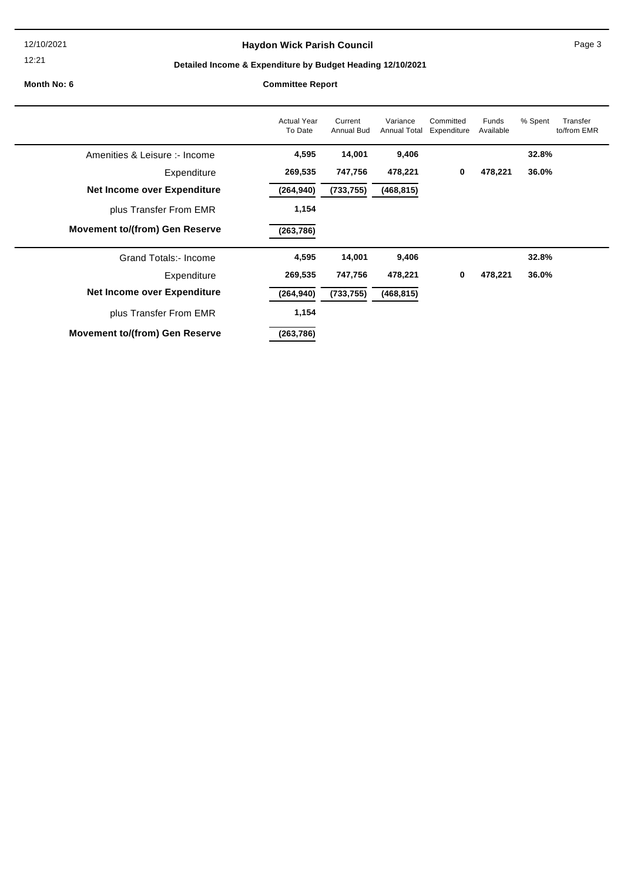Haydon Wick Parish Council

Detailed Income & Expenditure by Budget Heading 12/10/2021

Month No: 6

Committee Report

| | Actual Year To Date | Current Annual Bud | Variance Annual Total | Committed Expenditure | Funds Available | % Spent | Transfer to/from EMR |
|---|---|---|---|---|---|---|---|
| Amenities & Leisure :- Income | 4,595 | 14,001 | 9,406 | | | 32.8% | |
| Expenditure | 269,535 | 747,756 | 478,221 | 0 | 478,221 | 36.0% | |
| **Net Income over Expenditure** | (264,940) | (733,755) | (468,815) | | | | |
| plus Transfer From EMR | 1,154 | | | | | | |
| **Movement to/(from) Gen Reserve** | (263,786) | | | | | | |
| Grand Totals:- Income | 4,595 | 14,001 | 9,406 | | | 32.8% | |
| Expenditure | 269,535 | 747,756 | 478,221 | 0 | 478,221 | 36.0% | |
| **Net Income over Expenditure** | (264,940) | (733,755) | (468,815) | | | | |
| plus Transfer From EMR | 1,154 | | | | | | |
| **Movement to/(from) Gen Reserve** | (263,786) | | | | | | |